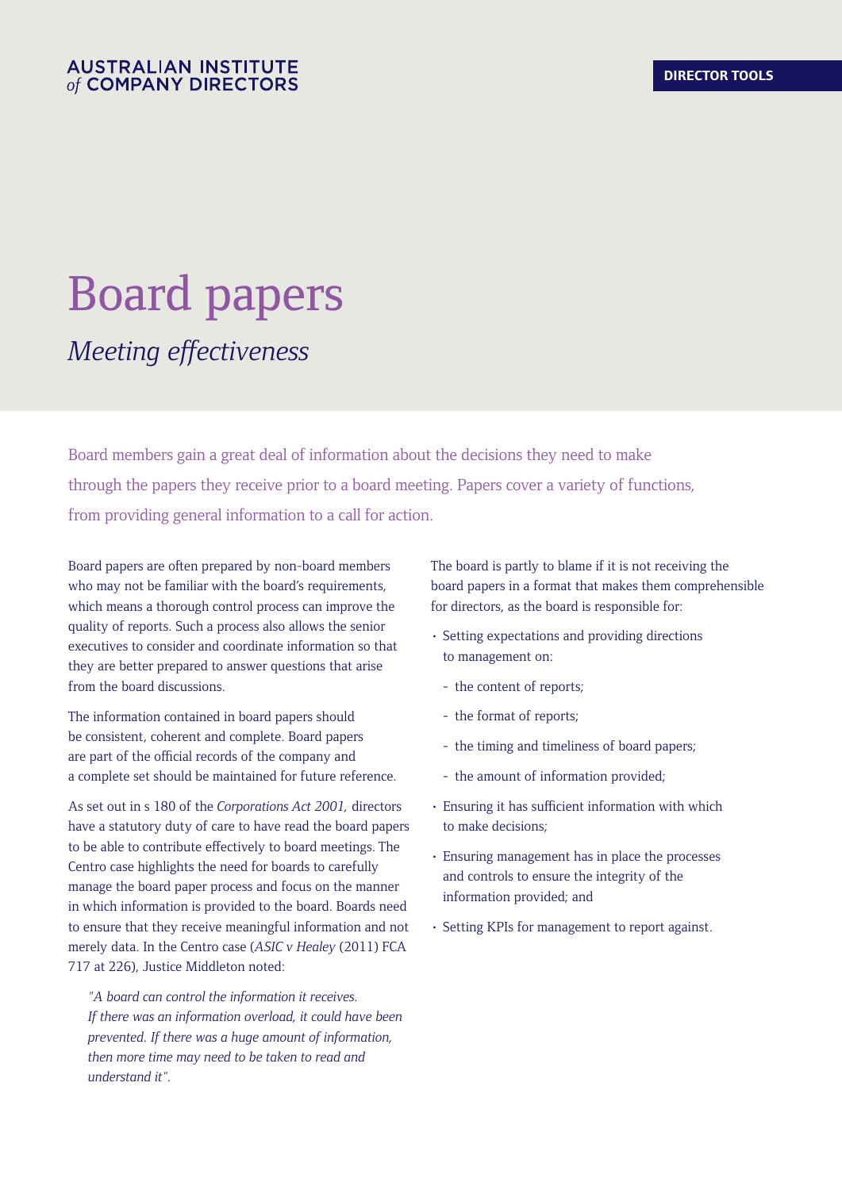AUSTRALIAN INSTITUTE *of* COMPANY DIRECTORS

DIRECTOR TOOLS

# Board papers

## *Meeting effectiveness*

Board members gain a great deal of information about the decisions they need to make through the papers they receive prior to a board meeting. Papers cover a variety of functions, from providing general information to a call for action.

Board papers are often prepared by non-board members who may not be familiar with the board's requirements, which means a thorough control process can improve the quality of reports. Such a process also allows the senior executives to consider and coordinate information so that they are better prepared to answer questions that arise from the board discussions.

The information contained in board papers should be consistent, coherent and complete. Board papers are part of the official records of the company and a complete set should be maintained for future reference.

As set out in s 180 of the *Corporations Act 2001,* directors have a statutory duty of care to have read the board papers to be able to contribute effectively to board meetings. The Centro case highlights the need for boards to carefully manage the board paper process and focus on the manner in which information is provided to the board. Boards need to ensure that they receive meaningful information and not merely data. In the Centro case (*ASIC v Healey* (2011) FCA 717 at 226), Justice Middleton noted:

> *"A board can control the information it receives. If there was an information overload, it could have been prevented. If there was a huge amount of information, then more time may need to be taken to read and understand it".*

The board is partly to blame if it is not receiving the board papers in a format that makes them comprehensible for directors, as the board is responsible for:

- Setting expectations and providing directions to management on:
  - the content of reports;
  - the format of reports;
  - the timing and timeliness of board papers;
  - the amount of information provided;
- Ensuring it has sufficient information with which to make decisions;
- Ensuring management has in place the processes and controls to ensure the integrity of the information provided; and
- Setting KPIs for management to report against.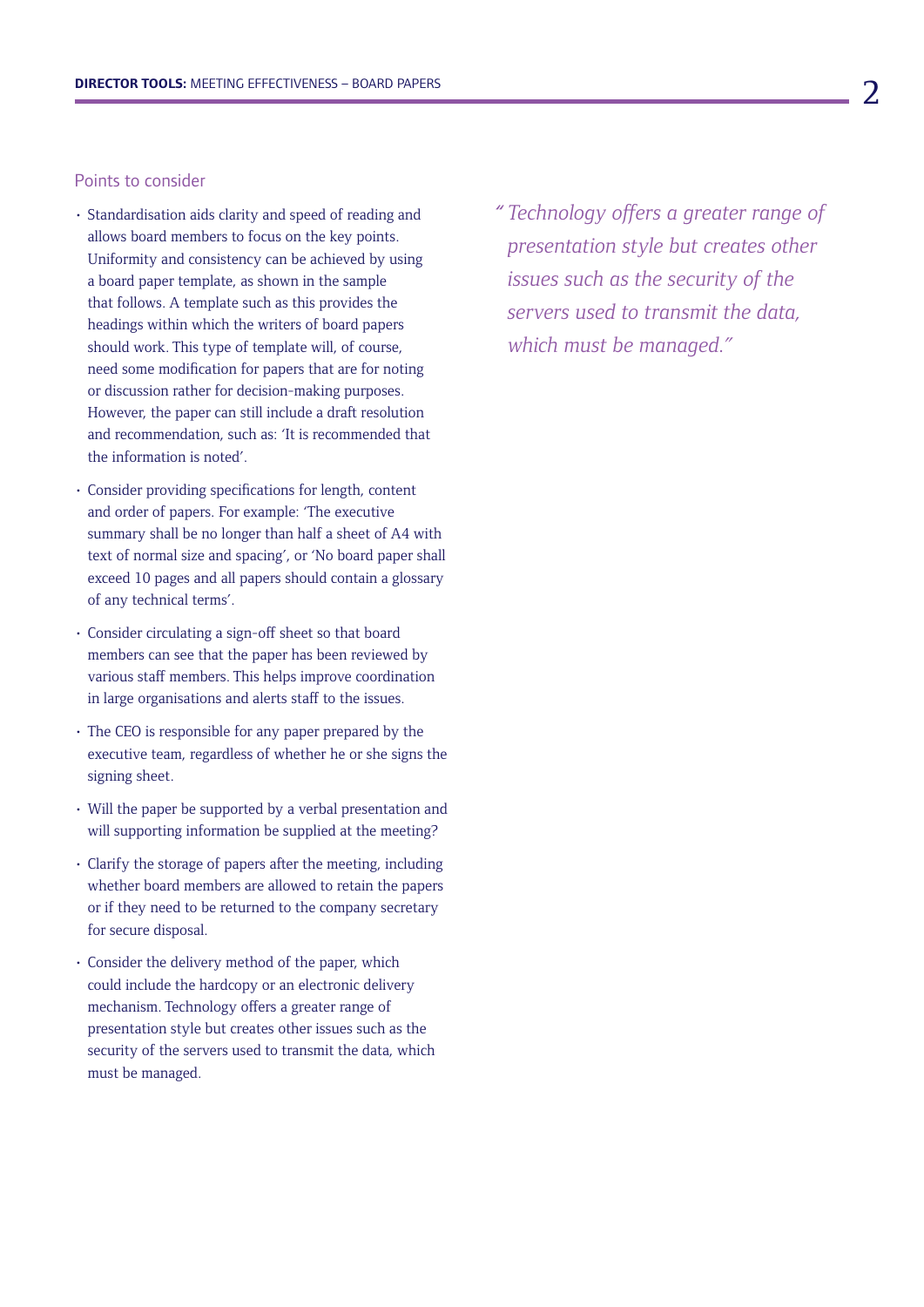## Points to consider

- Standardisation aids clarity and speed of reading and allows board members to focus on the key points. Uniformity and consistency can be achieved by using a board paper template, as shown in the sample that follows. A template such as this provides the headings within which the writers of board papers should work. This type of template will, of course, need some modification for papers that are for noting or discussion rather for decision-making purposes. However, the paper can still include a draft resolution and recommendation, such as: 'It is recommended that the information is noted'.
- Consider providing specifications for length, content and order of papers. For example: 'The executive summary shall be no longer than half a sheet of A4 with text of normal size and spacing', or 'No board paper shall exceed 10 pages and all papers should contain a glossary of any technical terms'.
- Consider circulating a sign-off sheet so that board members can see that the paper has been reviewed by various staff members. This helps improve coordination in large organisations and alerts staff to the issues.
- The CEO is responsible for any paper prepared by the executive team, regardless of whether he or she signs the signing sheet.
- Will the paper be supported by a verbal presentation and will supporting information be supplied at the meeting?
- Clarify the storage of papers after the meeting, including whether board members are allowed to retain the papers or if they need to be returned to the company secretary for secure disposal.
- Consider the delivery method of the paper, which could include the hardcopy or an electronic delivery mechanism. Technology offers a greater range of presentation style but creates other issues such as the security of the servers used to transmit the data, which must be managed.

*" Technology offers a greater range of presentation style but creates other issues such as the security of the servers used to transmit the data, which must be managed."*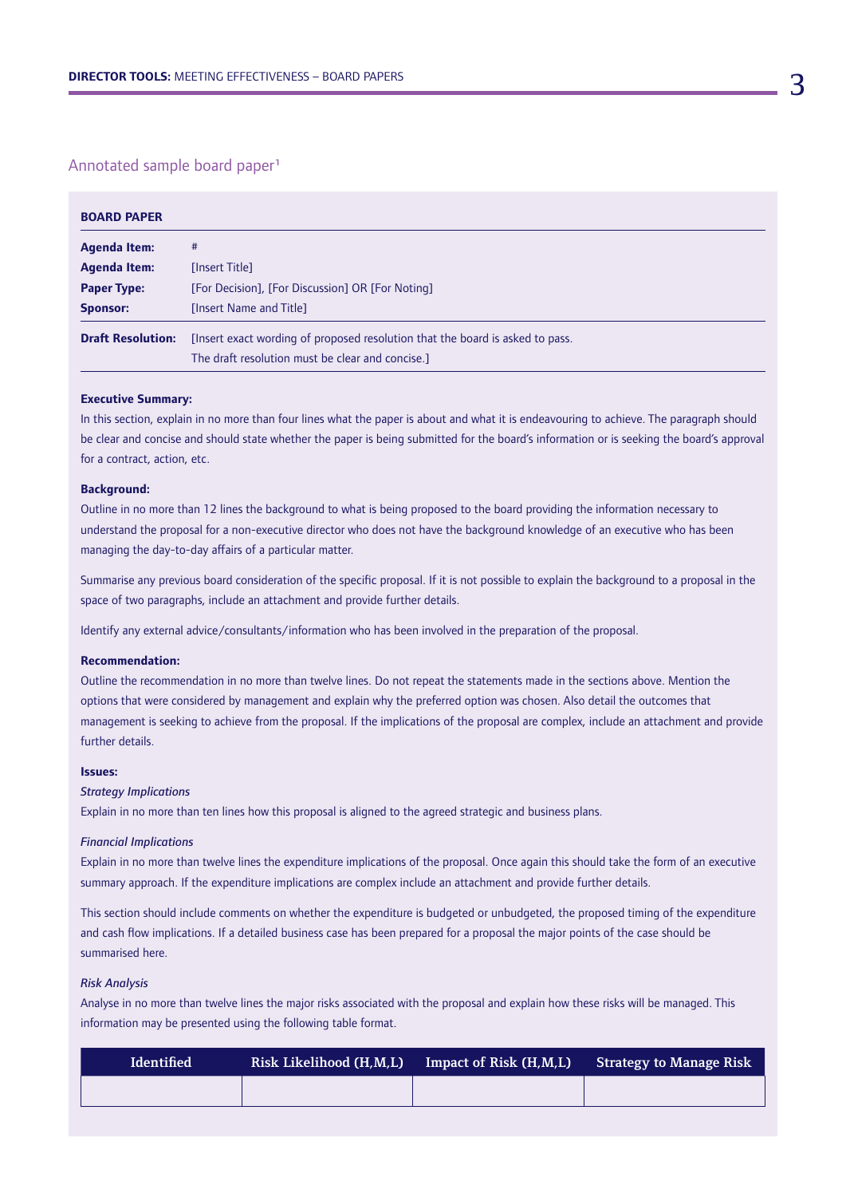## Annotated sample board paper[1]

**BOARD PAPER**

| | |
|---|---|
| **Agenda Item:** | # |
| **Agenda Item:** | [Insert Title] |
| **Paper Type:** | [For Decision], [For Discussion] OR [For Noting] |
| **Sponsor:** | [Insert Name and Title] |
| **Draft Resolution:** | [Insert exact wording of proposed resolution that the board is asked to pass. The draft resolution must be clear and concise.] |

**Executive Summary:**

In this section, explain in no more than four lines what the paper is about and what it is endeavouring to achieve. The paragraph should be clear and concise and should state whether the paper is being submitted for the board's information or is seeking the board's approval for a contract, action, etc.

**Background:**

Outline in no more than 12 lines the background to what is being proposed to the board providing the information necessary to understand the proposal for a non-executive director who does not have the background knowledge of an executive who has been managing the day-to-day affairs of a particular matter.

Summarise any previous board consideration of the specific proposal. If it is not possible to explain the background to a proposal in the space of two paragraphs, include an attachment and provide further details.

Identify any external advice/consultants/information who has been involved in the preparation of the proposal.

**Recommendation:**

Outline the recommendation in no more than twelve lines. Do not repeat the statements made in the sections above. Mention the options that were considered by management and explain why the preferred option was chosen. Also detail the outcomes that management is seeking to achieve from the proposal. If the implications of the proposal are complex, include an attachment and provide further details.

**Issues:**

*Strategy Implications*

Explain in no more than ten lines how this proposal is aligned to the agreed strategic and business plans.

*Financial Implications*

Explain in no more than twelve lines the expenditure implications of the proposal. Once again this should take the form of an executive summary approach. If the expenditure implications are complex include an attachment and provide further details.

This section should include comments on whether the expenditure is budgeted or unbudgeted, the proposed timing of the expenditure and cash flow implications. If a detailed business case has been prepared for a proposal the major points of the case should be summarised here.

*Risk Analysis*

Analyse in no more than twelve lines the major risks associated with the proposal and explain how these risks will be managed. This information may be presented using the following table format.

| Identified | Risk Likelihood (H,M,L) | Impact of Risk (H,M,L) | Strategy to Manage Risk |
|---|---|---|---|
| | | | |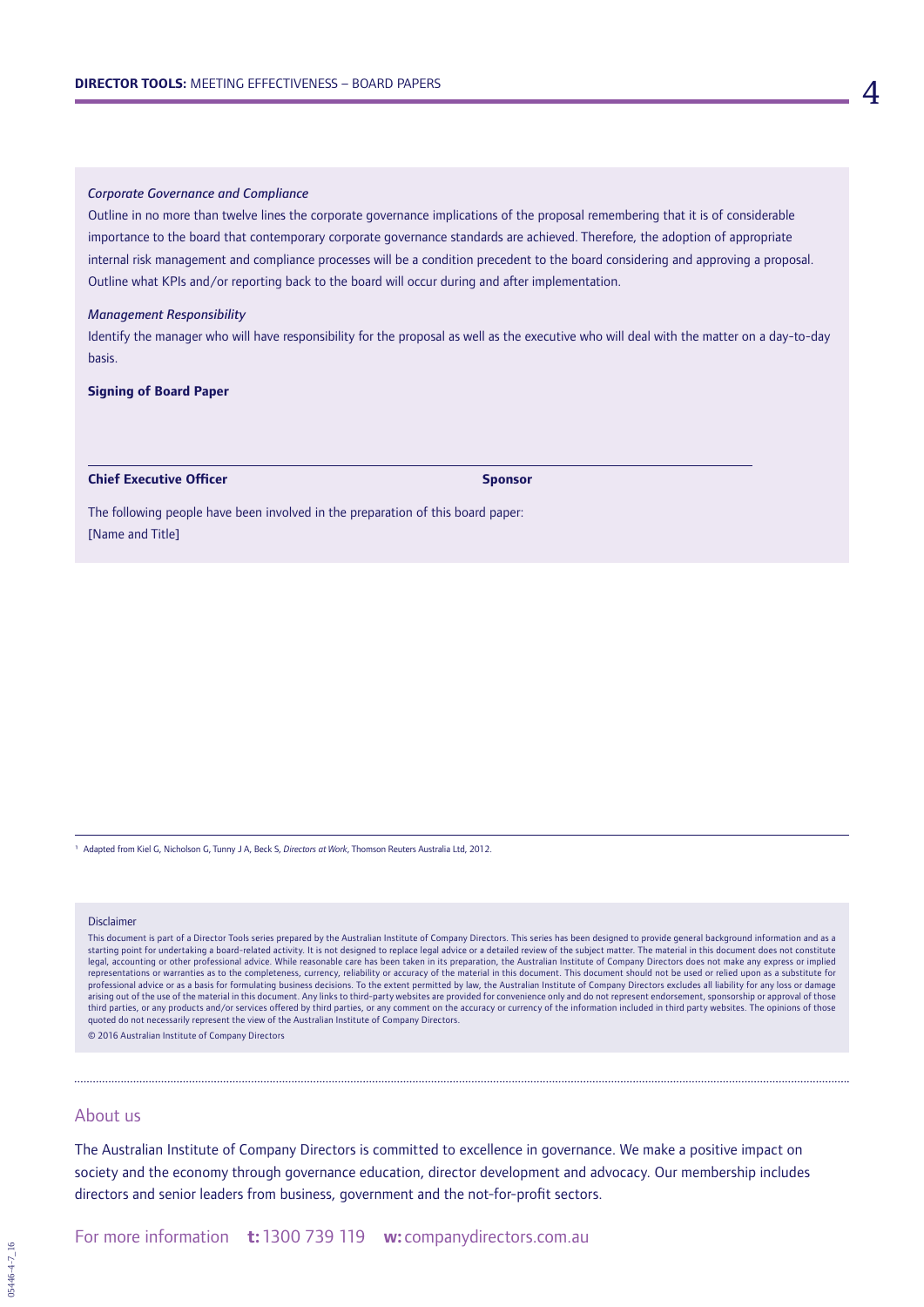*Corporate Governance and Compliance*

Outline in no more than twelve lines the corporate governance implications of the proposal remembering that it is of considerable importance to the board that contemporary corporate governance standards are achieved. Therefore, the adoption of appropriate internal risk management and compliance processes will be a condition precedent to the board considering and approving a proposal. Outline what KPIs and/or reporting back to the board will occur during and after implementation.

*Management Responsibility*

Identify the manager who will have responsibility for the proposal as well as the executive who will deal with the matter on a day-to-day basis.

**Signing of Board Paper**

**Chief Executive Officer** **Sponsor**

The following people have been involved in the preparation of this board paper:
[Name and Title]

[1] Adapted from Kiel G, Nicholson G, Tunny J A, Beck S, *Directors at Work*, Thomson Reuters Australia Ltd, 2012.

Disclaimer

This document is part of a Director Tools series prepared by the Australian Institute of Company Directors. This series has been designed to provide general background information and as a starting point for undertaking a board-related activity. It is not designed to replace legal advice or a detailed review of the subject matter. The material in this document does not constitute legal, accounting or other professional advice. While reasonable care has been taken in its preparation, the Australian Institute of Company Directors does not make any express or implied representations or warranties as to the completeness, currency, reliability or accuracy of the material in this document. This document should not be used or relied upon as a substitute for professional advice or as a basis for formulating business decisions. To the extent permitted by law, the Australian Institute of Company Directors excludes all liability for any loss or damage arising out of the use of the material in this document. Any links to third-party websites are provided for convenience only and do not represent endorsement, sponsorship or approval of those third parties, or any products and/or services offered by third parties, or any comment on the accuracy or currency of the information included in third party websites. The opinions of those quoted do not necessarily represent the view of the Australian Institute of Company Directors.

© 2016 Australian Institute of Company Directors

## About us

The Australian Institute of Company Directors is committed to excellence in governance. We make a positive impact on society and the economy through governance education, director development and advocacy. Our membership includes directors and senior leaders from business, government and the not-for-profit sectors.

For more information **t:** 1300 739 119 **w:** companydirectors.com.au

05446-4-7_16